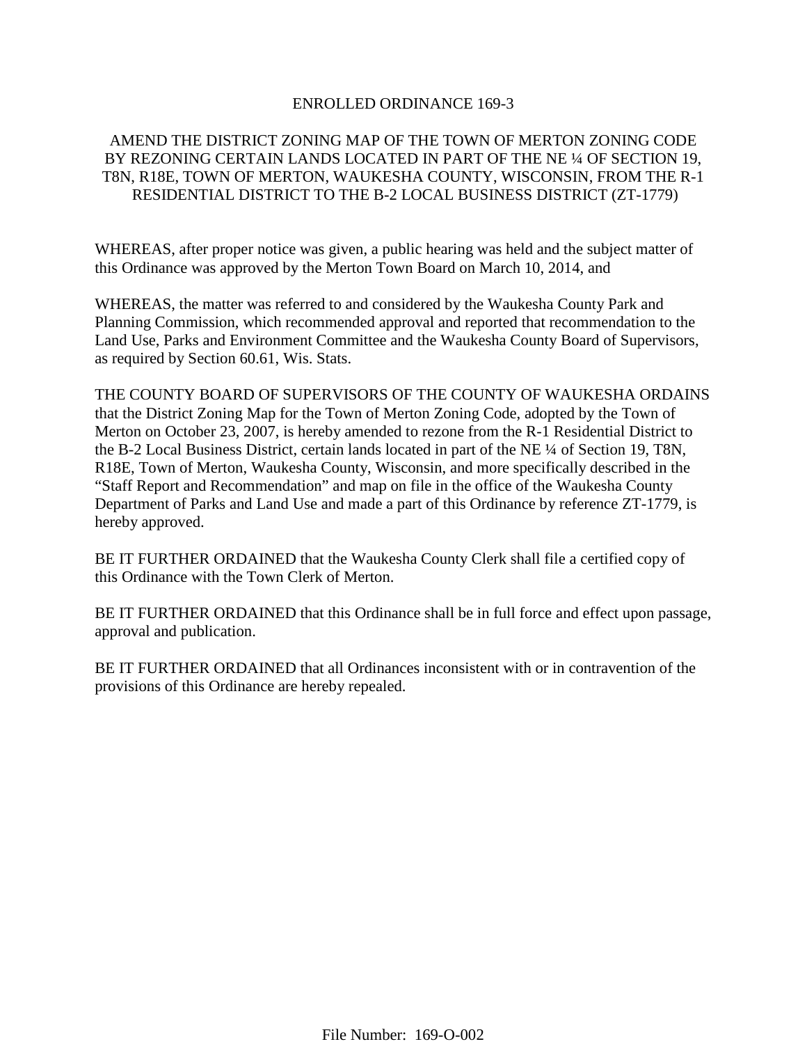# ENROLLED ORDINANCE 169-3

## AMEND THE DISTRICT ZONING MAP OF THE TOWN OF MERTON ZONING CODE BY REZONING CERTAIN LANDS LOCATED IN PART OF THE NE ¼ OF SECTION 19, T8N, R18E, TOWN OF MERTON, WAUKESHA COUNTY, WISCONSIN, FROM THE R-1 RESIDENTIAL DISTRICT TO THE B-2 LOCAL BUSINESS DISTRICT (ZT-1779)

WHEREAS, after proper notice was given, a public hearing was held and the subject matter of this Ordinance was approved by the Merton Town Board on March 10, 2014, and

WHEREAS, the matter was referred to and considered by the Waukesha County Park and Planning Commission, which recommended approval and reported that recommendation to the Land Use, Parks and Environment Committee and the Waukesha County Board of Supervisors, as required by Section 60.61, Wis. Stats.

THE COUNTY BOARD OF SUPERVISORS OF THE COUNTY OF WAUKESHA ORDAINS that the District Zoning Map for the Town of Merton Zoning Code, adopted by the Town of Merton on October 23, 2007, is hereby amended to rezone from the R-1 Residential District to the B-2 Local Business District, certain lands located in part of the NE ¼ of Section 19, T8N, R18E, Town of Merton, Waukesha County, Wisconsin, and more specifically described in the "Staff Report and Recommendation" and map on file in the office of the Waukesha County Department of Parks and Land Use and made a part of this Ordinance by reference ZT-1779, is hereby approved.

BE IT FURTHER ORDAINED that the Waukesha County Clerk shall file a certified copy of this Ordinance with the Town Clerk of Merton.

BE IT FURTHER ORDAINED that this Ordinance shall be in full force and effect upon passage, approval and publication.

BE IT FURTHER ORDAINED that all Ordinances inconsistent with or in contravention of the provisions of this Ordinance are hereby repealed.

File Number: 169-O-002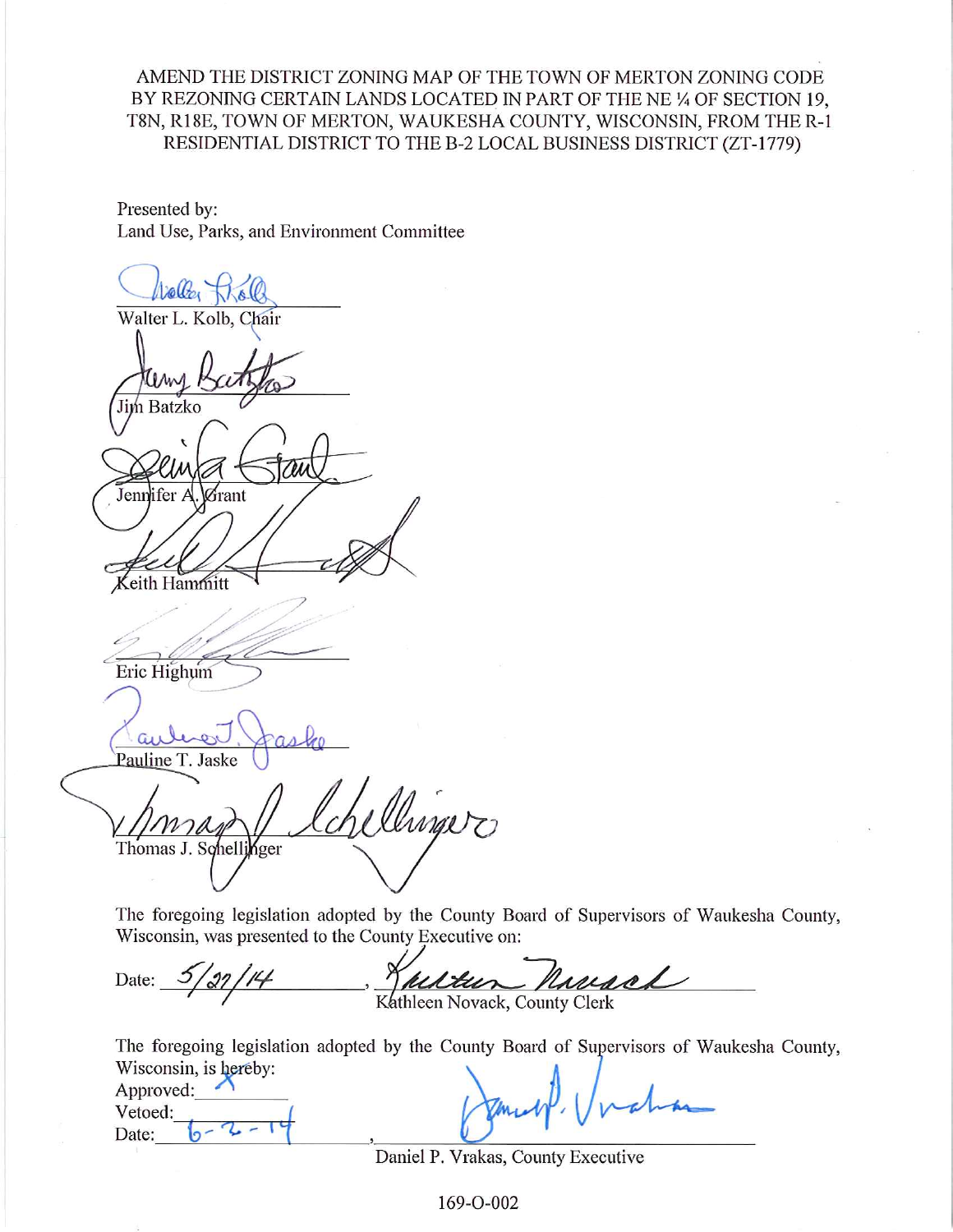AMEND THE DISTRICT ZONING MAP OF THE TOWN OF MERTON ZONING CODE BY REZONING CERTAIN LANDS LOCATED IN PART OF THE NE ¼ OF SECTION 19, T8N, R18E, TOWN OF MERTON, WAUKESHA COUNTY, WISCONSIN, FROM THE R-1 RESIDENTIAL DISTRICT TO THE B-2 LOCAL BUSINESS DISTRICT (ZT-1779)

Presented by:
Land Use, Parks, and Environment Committee

Walter L. Kolb, Chair

Jim Batzko

Jennifer A. Grant

Keith Hammitt

Eric Highum

Pauline T. Jaske

Thomas J. Schellinger

The foregoing legislation adopted by the County Board of Supervisors of Waukesha County, Wisconsin, was presented to the County Executive on:

Date: 5/27/14, Kathleen Novack, County Clerk

The foregoing legislation adopted by the County Board of Supervisors of Waukesha County, Wisconsin, is hereby:
Approved: X
Vetoed: 
Date: 6-2-14, Daniel P. Vrakas, County Executive

169-O-002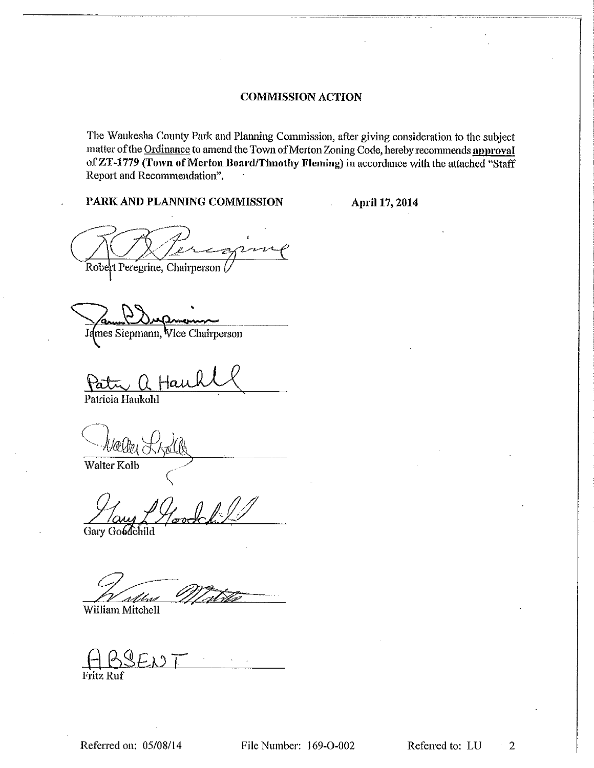## COMMISSION ACTION

The Waukesha County Park and Planning Commission, after giving consideration to the subject matter of the Ordinance to amend the Town of Merton Zoning Code, hereby recommends **approval** of **ZT-1779 (Town of Merton Board/Timothy Fleming)** in accordance with the attached "Staff Report and Recommendation".

**PARK AND PLANNING COMMISSION** **April 17, 2014**

Robert Peregrine, Chairperson

James Siepmann, Vice Chairperson

Patricia Haukohl

Walter Kolb

Gary Goodchild

William Mitchell

ABSENT
Fritz Ruf

Referred on: 05/08/14 File Number: 169-O-002 Referred to: LU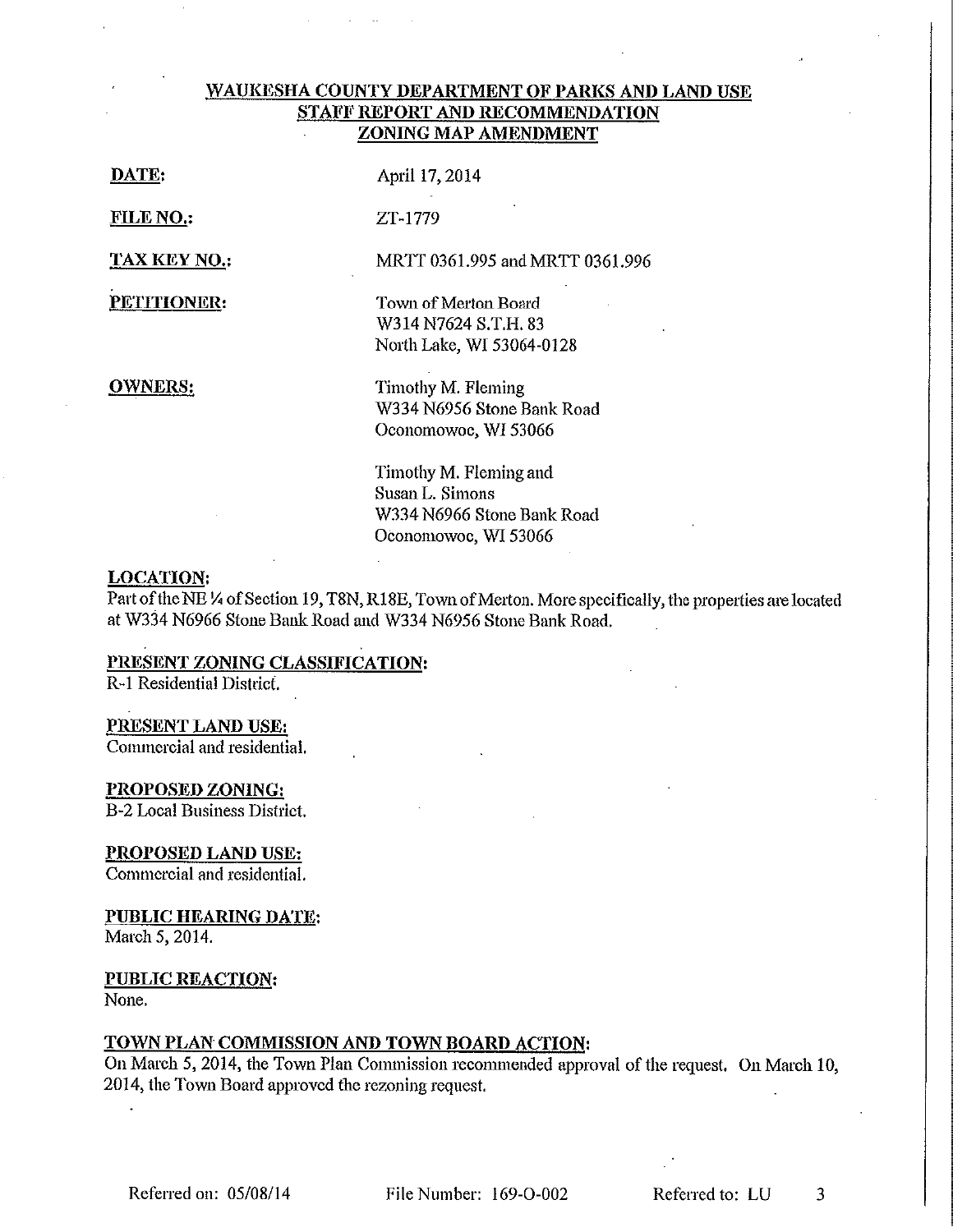**WAUKESHA COUNTY DEPARTMENT OF PARKS AND LAND USE**
**STAFF REPORT AND RECOMMENDATION**
**ZONING MAP AMENDMENT**

**DATE:** April 17, 2014

**FILE NO.:** ZT-1779

**TAX KEY NO.:** MRTT 0361.995 and MRTT 0361.996

**PETITIONER:**
Town of Merton Board
W314 N7624 S.T.H. 83
North Lake, WI 53064-0128

**OWNERS:**
Timothy M. Fleming
W334 N6956 Stone Bank Road
Oconomowoc, WI 53066

Timothy M. Fleming and
Susan L. Simons
W334 N6966 Stone Bank Road
Oconomowoc, WI 53066

**LOCATION:**
Part of the NE ¼ of Section 19, T8N, R18E, Town of Merton. More specifically, the properties are located at W334 N6966 Stone Bank Road and W334 N6956 Stone Bank Road.

**PRESENT ZONING CLASSIFICATION:**
R-1 Residential District.

**PRESENT LAND USE:**
Commercial and residential.

**PROPOSED ZONING:**
B-2 Local Business District.

**PROPOSED LAND USE:**
Commercial and residential.

**PUBLIC HEARING DATE:**
March 5, 2014.

**PUBLIC REACTION:**
None.

**TOWN PLAN COMMISSION AND TOWN BOARD ACTION:**
On March 5, 2014, the Town Plan Commission recommended approval of the request. On March 10, 2014, the Town Board approved the rezoning request.

Referred on: 05/08/14 File Number: 169-O-002 Referred to: LU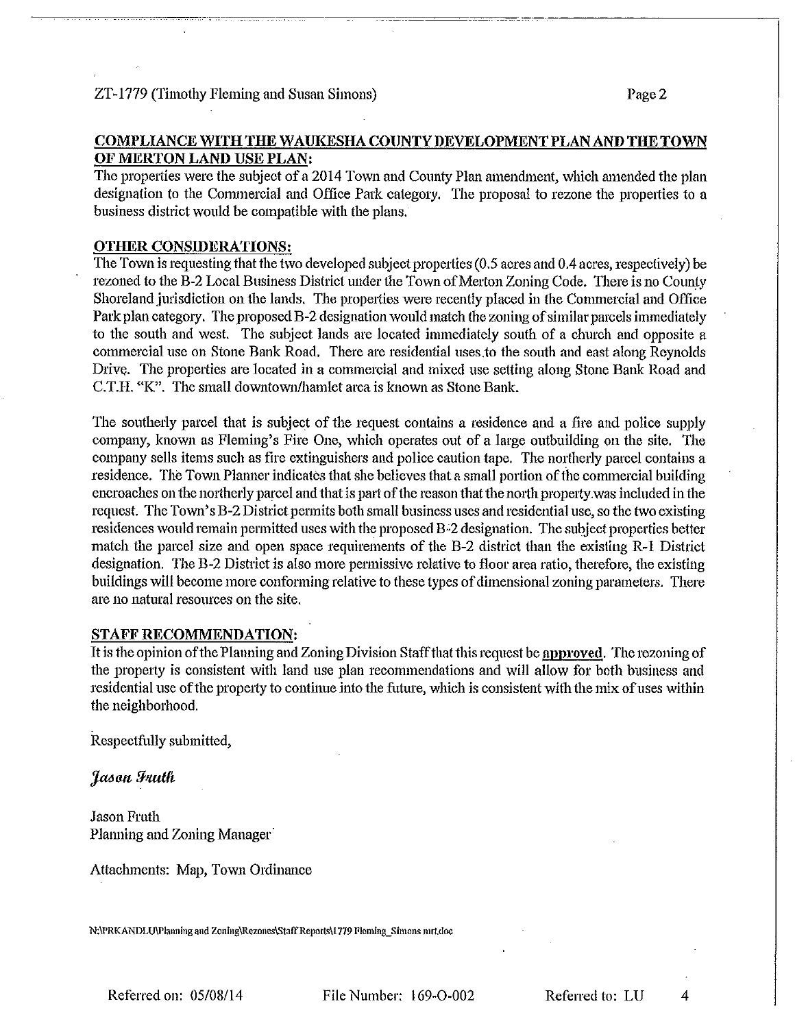## COMPLIANCE WITH THE WAUKESHA COUNTY DEVELOPMENT PLAN AND THE TOWN OF MERTON LAND USE PLAN:

The properties were the subject of a 2014 Town and County Plan amendment, which amended the plan designation to the Commercial and Office Park category. The proposal to rezone the properties to a business district would be compatible with the plans.

## OTHER CONSIDERATIONS:

The Town is requesting that the two developed subject properties (0.5 acres and 0.4 acres, respectively) be rezoned to the B-2 Local Business District under the Town of Merton Zoning Code. There is no County Shoreland jurisdiction on the lands. The properties were recently placed in the Commercial and Office Park plan category. The proposed B-2 designation would match the zoning of similar parcels immediately to the south and west. The subject lands are located immediately south of a church and opposite a commercial use on Stone Bank Road. There are residential uses to the south and east along Reynolds Drive. The properties are located in a commercial and mixed use setting along Stone Bank Road and C.T.H. "K". The small downtown/hamlet area is known as Stone Bank.

The southerly parcel that is subject of the request contains a residence and a fire and police supply company, known as Fleming's Fire One, which operates out of a large outbuilding on the site. The company sells items such as fire extinguishers and police caution tape. The northerly parcel contains a residence. The Town Planner indicates that she believes that a small portion of the commercial building encroaches on the northerly parcel and that is part of the reason that the north property was included in the request. The Town's B-2 District permits both small business uses and residential use, so the two existing residences would remain permitted uses with the proposed B-2 designation. The subject properties better match the parcel size and open space requirements of the B-2 district than the existing R-1 District designation. The B-2 District is also more permissive relative to floor area ratio, therefore, the existing buildings will become more conforming relative to these types of dimensional zoning parameters. There are no natural resources on the site.

## STAFF RECOMMENDATION:

It is the opinion of the Planning and Zoning Division Staff that this request be **approved**. The rezoning of the property is consistent with land use plan recommendations and will allow for both business and residential use of the property to continue into the future, which is consistent with the mix of uses within the neighborhood.

Respectfully submitted,

*Jason Fruth*

Jason Fruth
Planning and Zoning Manager

Attachments: Map, Town Ordinance

N:\PRKANDLU\Planning and Zoning\Rezones\Staff Reports\1779 Fleming_Simons nrt.doc

Referred on: 05/08/14 File Number: 169-O-002 Referred to: LU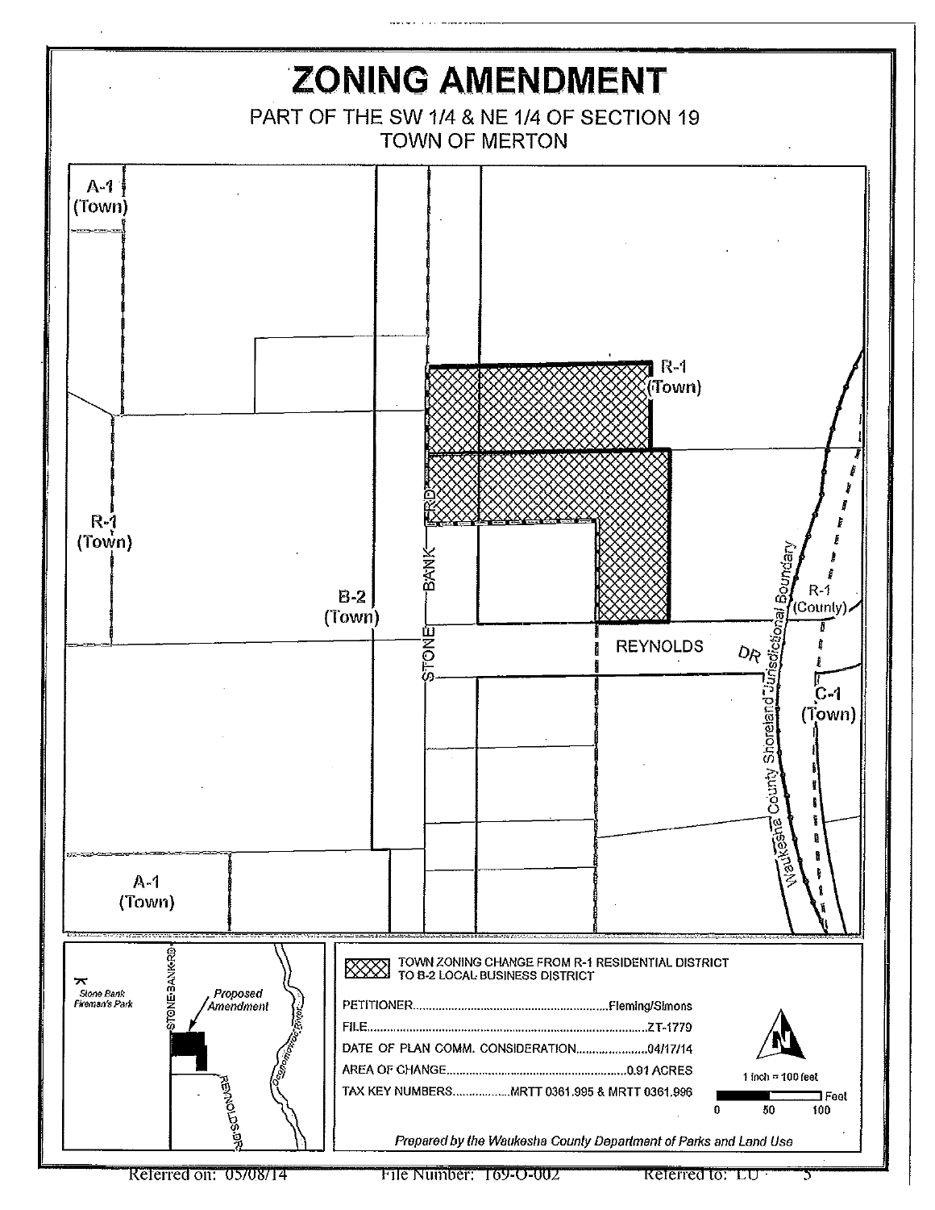# ZONING AMENDMENT

PART OF THE SW 1/4 & NE 1/4 OF SECTION 19
TOWN OF MERTON

A-1 (Town)

R-1 (Town)

R-1 (Town)

B-2 (Town)

STONE BANK RD

REYNOLDS DR

R-1 (County)

C-1 (Town)

Waukesha County Shoreland Jurisdictional Boundary

A-1 (Town)

Stone Bank Fireman's Park

Proposed Amendment

STONE BANK RD

REYNOLDS DR

Oconomowoc River

TOWN ZONING CHANGE FROM R-1 RESIDENTIAL DISTRICT TO B-2 LOCAL BUSINESS DISTRICT

PETITIONER........................................................Fleming/Simons

FILE..........................................................................ZT-1779

DATE OF PLAN COMM. CONSIDERATION.....................04/17/14

AREA OF CHANGE....................................................0.91 ACRES

TAX KEY NUMBERS..................MRTT 0361.995 & MRTT 0361.996

1 inch = 100 feet

0 50 100 Feet

*Prepared by the Waukesha County Department of Parks and Land Use*

Referred on: 05/08/14 File Number: 169-O-002 Referred to: LU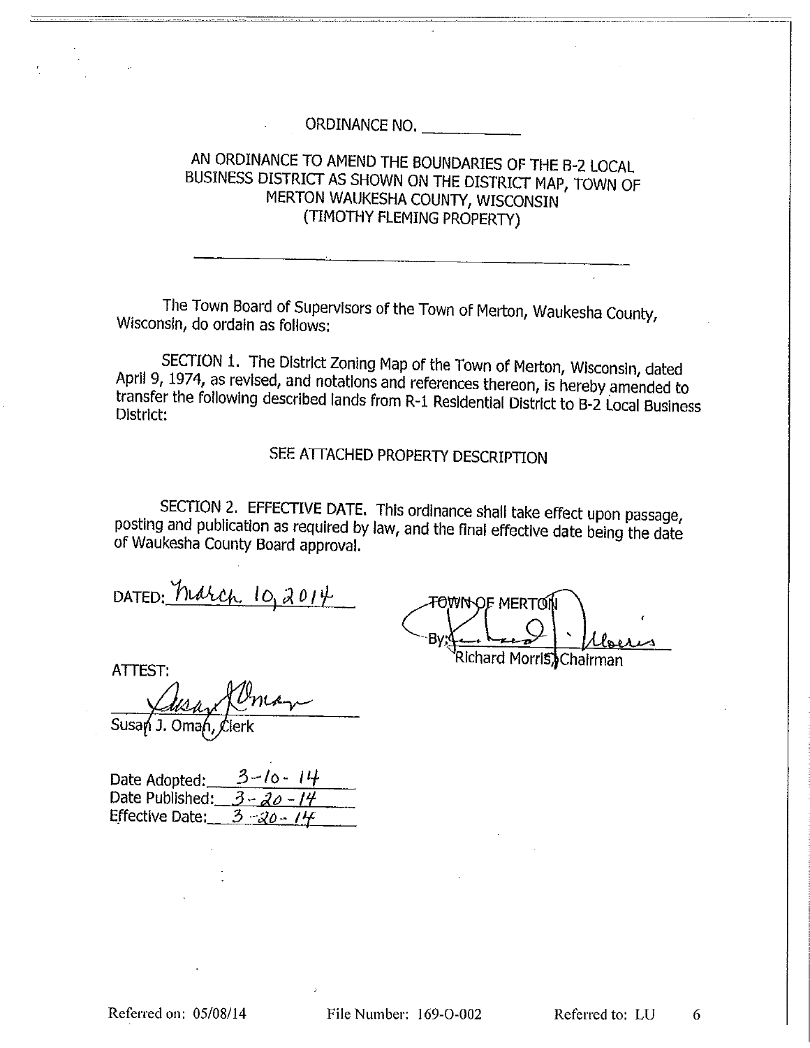ORDINANCE NO. ___________

AN ORDINANCE TO AMEND THE BOUNDARIES OF THE B-2 LOCAL BUSINESS DISTRICT AS SHOWN ON THE DISTRICT MAP, TOWN OF MERTON WAUKESHA COUNTY, WISCONSIN (TIMOTHY FLEMING PROPERTY)

---

The Town Board of Supervisors of the Town of Merton, Waukesha County, Wisconsin, do ordain as follows:

SECTION 1. The District Zoning Map of the Town of Merton, Wisconsin, dated April 9, 1974, as revised, and notations and references thereon, is hereby amended to transfer the following described lands from R-1 Residential District to B-2 Local Business District:

SEE ATTACHED PROPERTY DESCRIPTION

SECTION 2. EFFECTIVE DATE. This ordinance shall take effect upon passage, posting and publication as required by law, and the final effective date being the date of Waukesha County Board approval.

DATED: March 10, 2014

TOWN OF MERTON

By: Richard Morris, Chairman

ATTEST:

Susan J. Oman, Clerk

Date Adopted: 3-10-14
Date Published: 3-20-14
Effective Date: 3-20-14

Referred on: 05/08/14 File Number: 169-O-002 Referred to: LU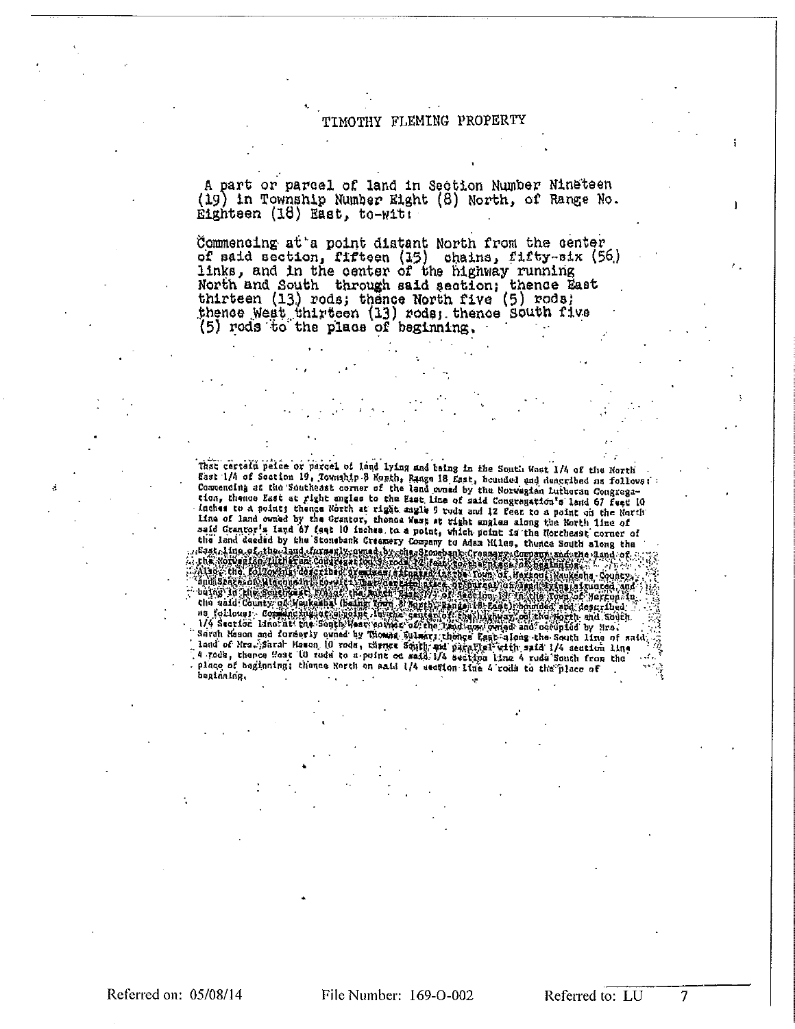TIMOTHY FLEMING PROPERTY

A part or parcel of land in Section Number Nineteen (19) in Township Number Eight (8) North, of Range No. Eighteen (18) East, to-wit:

Commencing at a point distant North from the center of said section, fifteen (15) chains, fifty-six (56) links, and in the center of the highway running North and South through said section; thence East thirteen (13) rods; thence North five (5) rods; thence West thirteen (13) rods; thence South five (5) rods to the place of beginning.

That certain peice or parcel of land lying and being in the South West 1/4 of the North East 1/4 of Section 19, Township 8 North, Range 18 East, bounded and described as follows: Commencing at the Southeast corner of the land owned by the Norwegian Lutheran Congregation, thence East at right angles to the East line of said Congregation's land 67 feet 10 inches to a point; thence North at right angle 9 rods and 12 feet to a point on the North line of land owned by the Grantor, thence West at right angles along the North line of said Grantor's land 67 feet 10 inches to a point, which point is the Northeast corner of the land deeded by the Stonebank Creamery Company to Adam Miles, thence South along the East line of the land formerly owned by the Stonebank Creamery Company and the land of the Norwegian Lutheran Congregation 9 rods 12 feet to the place of beginning. Also the following described premises situated in the Town of Merton, Waukesha County, and State of Wisconsin, to-wit: That certain piece or parcel of land lying, situated and being in the Southwest 1/4 of the North East 1/4 of Section 19 in the Town of Merton in the said County of Waukesha (being Town 8 North, Range 18 East) bounded and described as follows: Commencing at a point in the center of the highway on the North and South 1/4 Section line at the South West corner of the land now owned and occupied by Mrs. Sarah Mason and formerly owned by Thomas Sulmar; thence East along the South line of said land of Mrs. Sarah Mason 10 rods, thence South and parallel with said 1/4 section line 4 rods, thence West 10 rods to a point on said 1/4 section line 4 rods South from the place of beginning; thence North on said 1/4 section line 4 rods to the place of beginning.

Referred on: 05/08/14 File Number: 169-O-002 Referred to: LU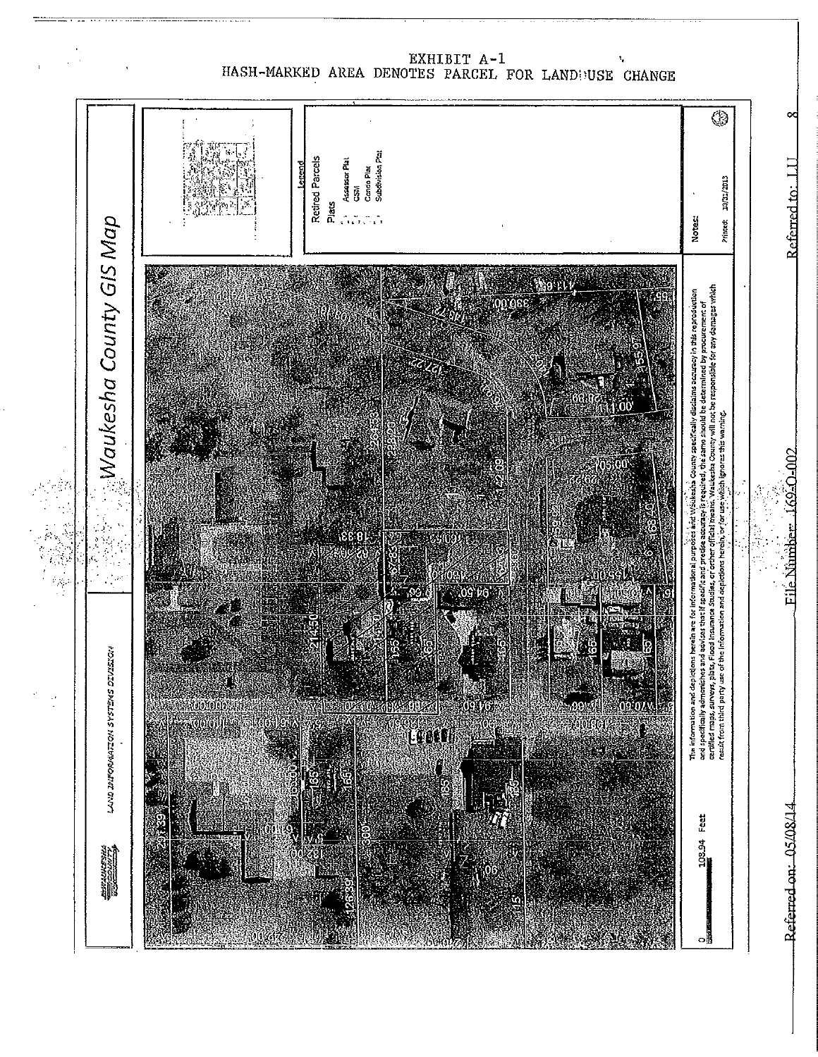EXHIBIT A-1
HASH-MARKED AREA DENOTES PARCEL FOR LANDUSE CHANGE

# Waukesha County GIS Map

LAND INFORMATION SYSTEMS DIVISION

Legend

Retired Parcels

Plats

Assessor Plat

CSM

Condo Plat

Subdivision Plat

0 108.94 Feet

The information and depictions herein are for informational purposes and Waukesha County specifically disclaims accuracy in this reproduction and specifically admonishes and advises that if specific and precise accuracy is required, the same should be determined by procurement of certified maps, surveys, plats, Flood Insurance Studies, or other official means. Waukesha County will not be responsible for any damages which result from third party use of the information and depictions herein, or for use which ignores this warning.

Notes:

Printed: 10/31/2013

Referred on: 05/08/14 File Number: 169-O-002 Referred to: LU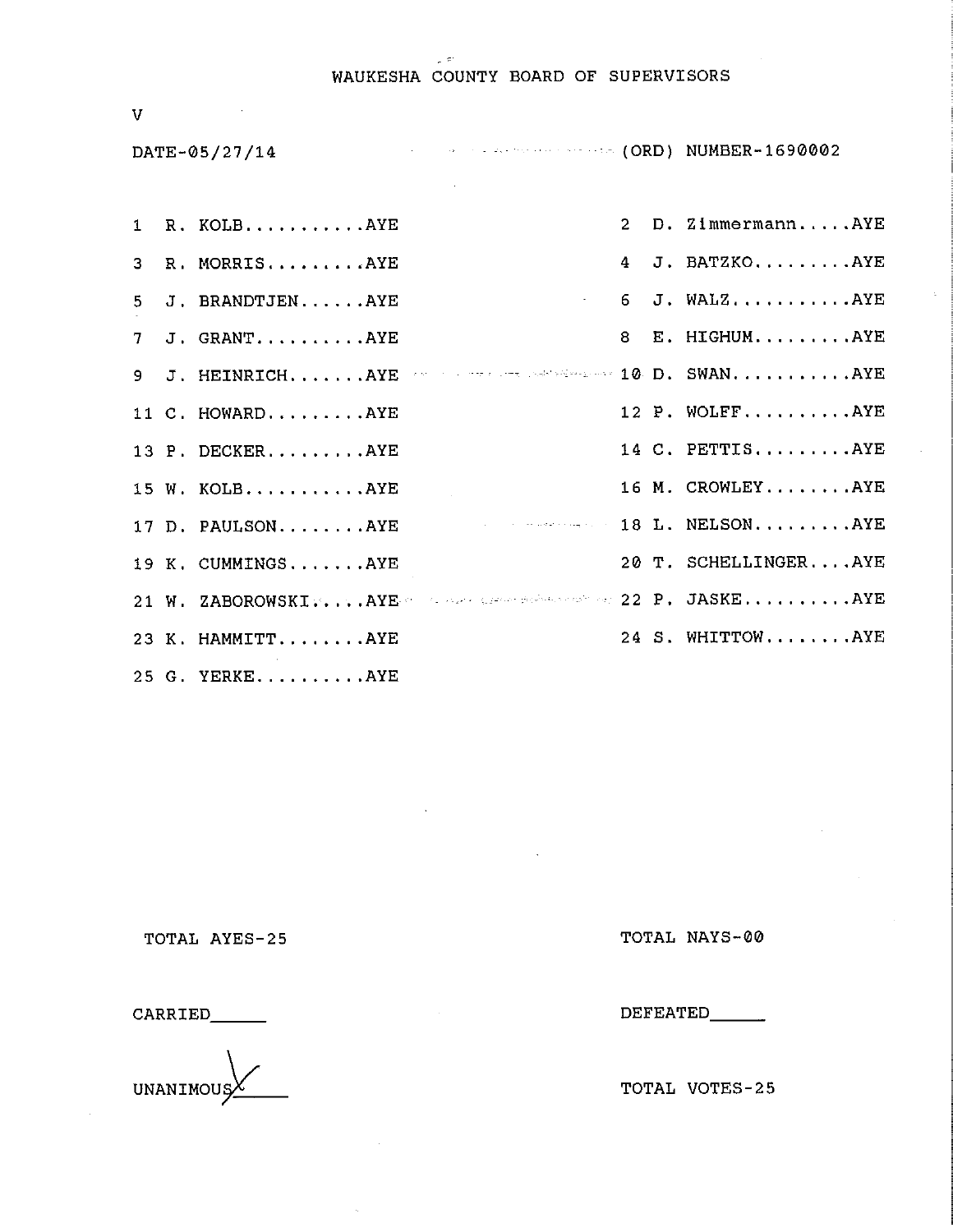# WAUKESHA COUNTY BOARD OF SUPERVISORS

V

DATE-05/27/14 (ORD) NUMBER-1690002

| | |
|---|---|
| 1 R. KOLB...........AYE | 2 D. Zimmermann.....AYE |
| 3 R. MORRIS.........AYE | 4 J. BATZKO.........AYE |
| 5 J. BRANDTJEN......AYE | 6 J. WALZ...........AYE |
| 7 J. GRANT..........AYE | 8 E. HIGHUM.........AYE |
| 9 J. HEINRICH.......AYE | 10 D. SWAN...........AYE |
| 11 C. HOWARD.........AYE | 12 P. WOLFF..........AYE |
| 13 P. DECKER.........AYE | 14 C. PETTIS.........AYE |
| 15 W. KOLB...........AYE | 16 M. CROWLEY........AYE |
| 17 D. PAULSON........AYE | 18 L. NELSON.........AYE |
| 19 K. CUMMINGS.......AYE | 20 T. SCHELLINGER....AYE |
| 21 W. ZABOROWSKI.....AYE | 22 P. JASKE..........AYE |
| 23 K. HAMMITT........AYE | 24 S. WHITTOW........AYE |
| 25 G. YERKE..........AYE | |

TOTAL AYES-25 TOTAL NAYS-00

CARRIED_____ DEFEATED_____

UNANIMOUS ✓ TOTAL VOTES-25